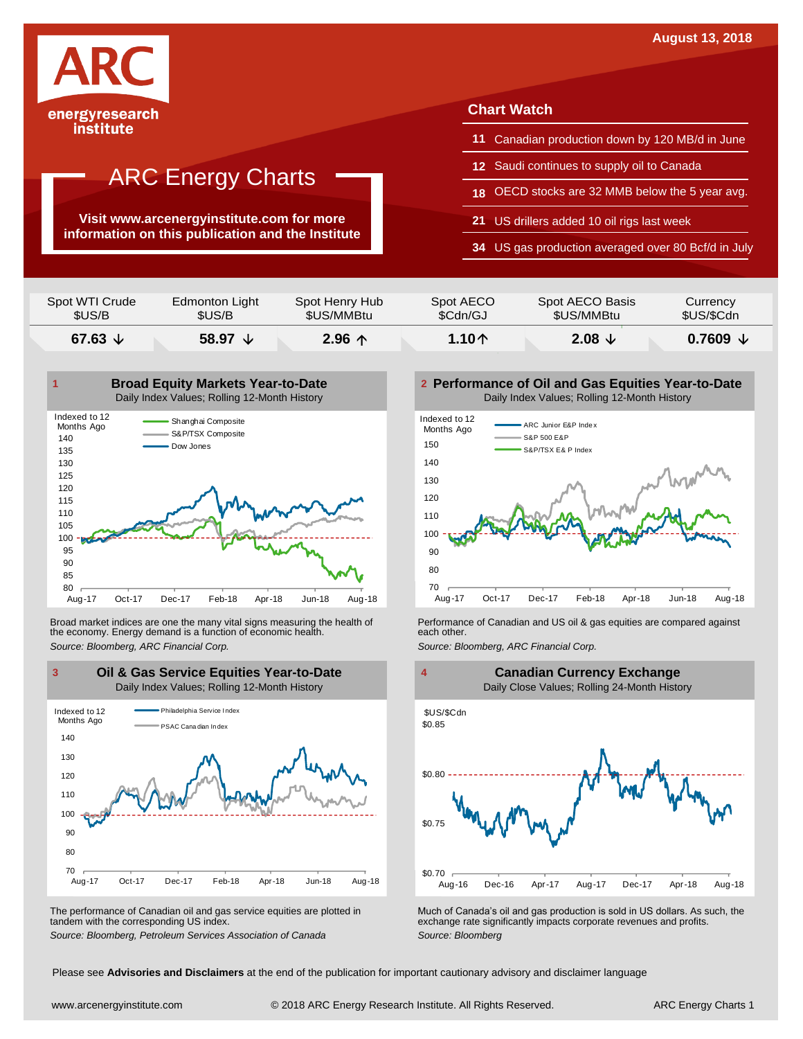# ARC energyresearch institute

August 13, 2018

## ARC Energy Charts

**Visit www.arcenergyinstitute.com for more information on this publication and the Institute**

### Chart Watch

- **11** Canadian production down by 120 MB/d in June
- **12** Saudi continues to supply oil to Canada
- **18** OECD stocks are 32 MMB below the 5 year avg.
- **21** US drillers added 10 oil rigs last week
- **34** US gas production averaged over 80 Bcf/d in July

| Spot WTI Crude $US/B | Edmonton Light $US/B | Spot Henry Hub $US/MMBtu | Spot AECO $Cdn/GJ | Spot AECO Basis $US/MMBtu | Currency $US/$Cdn |
|---|---|---|---|---|---|
| **67.63 ↓** | **58.97 ↓** | **2.96 ↑** | **1.10↑** | **2.08 ↓** | **0.7609 ↓** |

### 1 Broad Equity Markets Year-to-Date

Daily Index Values; Rolling 12-Month History

Broad market indices are one the many vital signs measuring the health of the economy. Energy demand is a function of economic health.

*Source: Bloomberg, ARC Financial Corp.*

### 2 Performance of Oil and Gas Equities Year-to-Date

Daily Index Values; Rolling 12-Month History

Performance of Canadian and US oil & gas equities are compared against each other.

*Source: Bloomberg, ARC Financial Corp.*

### 3 Oil & Gas Service Equities Year-to-Date

Daily Index Values; Rolling 12-Month History

The performance of Canadian oil and gas service equities are plotted in tandem with the corresponding US index.

*Source: Bloomberg, Petroleum Services Association of Canada*

### 4 Canadian Currency Exchange

Daily Close Values; Rolling 24-Month History

Much of Canada's oil and gas production is sold in US dollars. As such, the exchange rate significantly impacts corporate revenues and profits.

*Source: Bloomberg*

Please see **Advisories and Disclaimers** at the end of the publication for important cautionary advisory and disclaimer language

www.arcenergyinstitute.com © 2018 ARC Energy Research Institute. All Rights Reserved.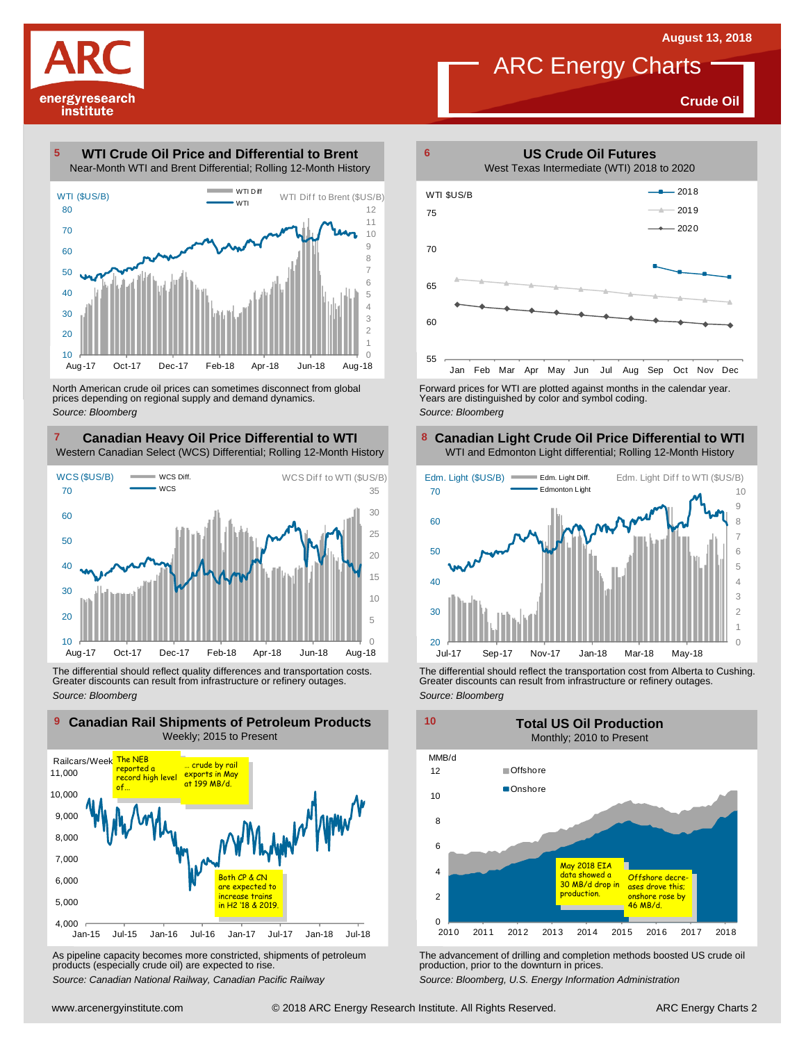# ARC Energy Charts

August 13, 2018

**Crude Oil**

## 5 WTI Crude Oil Price and Differential to Brent

Near-Month WTI and Brent Differential; Rolling 12-Month History

North American crude oil prices can sometimes disconnect from global prices depending on regional supply and demand dynamics.

*Source: Bloomberg*

## 6 US Crude Oil Futures

West Texas Intermediate (WTI) 2018 to 2020

Forward prices for WTI are plotted against months in the calendar year. Years are distinguished by color and symbol coding.

*Source: Bloomberg*

## 7 Canadian Heavy Oil Price Differential to WTI

Western Canadian Select (WCS) Differential; Rolling 12-Month History

The differential should reflect quality differences and transportation costs. Greater discounts can result from infrastructure or refinery outages.

*Source: Bloomberg*

## 8 Canadian Light Crude Oil Price Differential to WTI

WTI and Edmonton Light differential; Rolling 12-Month History

The differential should reflect the transportation cost from Alberta to Cushing. Greater discounts can result from infrastructure or refinery outages.

*Source: Bloomberg*

## 9 Canadian Rail Shipments of Petroleum Products

Weekly; 2015 to Present

As pipeline capacity becomes more constricted, shipments of petroleum products (especially crude oil) are expected to rise.

*Source: Canadian National Railway, Canadian Pacific Railway*

## 10 Total US Oil Production

Monthly; 2010 to Present

The advancement of drilling and completion methods boosted US crude oil production, prior to the downturn in prices.

*Source: Bloomberg, U.S. Energy Information Administration*

www.arcenergyinstitute.com © 2018 ARC Energy Research Institute. All Rights Reserved.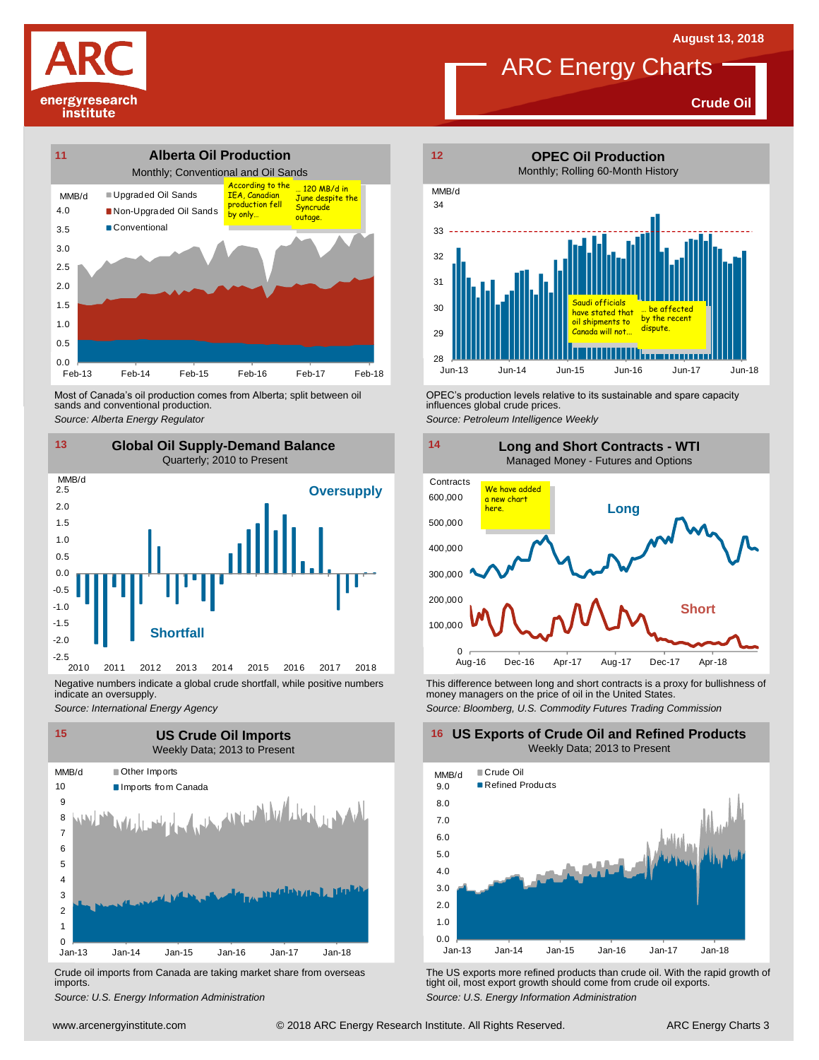August 13, 2018

# ARC Energy Charts

**Crude Oil**

## 11 Alberta Oil Production

Monthly; Conventional and Oil Sands

MMB/d

- Upgraded Oil Sands
- Non-Upgraded Oil Sands
- Conventional

According to the IEA, Canadian production fell by only… … 120 MB/d in June despite the Syncrude outage.

Most of Canada's oil production comes from Alberta; split between oil sands and conventional production.

*Source: Alberta Energy Regulator*

## 12 OPEC Oil Production

Monthly; Rolling 60-Month History

MMB/d

Saudi officials have stated that oil shipments to Canada will not… … be affected by the recent dispute.

OPEC's production levels relative to its sustainable and spare capacity influences global crude prices.

*Source: Petroleum Intelligence Weekly*

## 13 Global Oil Supply-Demand Balance

Quarterly; 2010 to Present

MMB/d

Oversupply

Shortfall

Negative numbers indicate a global crude shortfall, while positive numbers indicate an oversupply.

*Source: International Energy Agency*

## 14 Long and Short Contracts - WTI

Managed Money - Futures and Options

Contracts

We have added a new chart here.

Long

Short

This difference between long and short contracts is a proxy for bullishness of money managers on the price of oil in the United States.

*Source: Bloomberg, U.S. Commodity Futures Trading Commission*

## 15 US Crude Oil Imports

Weekly Data; 2013 to Present

MMB/d

- Other Imports
- Imports from Canada

Crude oil imports from Canada are taking market share from overseas imports.

*Source: U.S. Energy Information Administration*

## 16 US Exports of Crude Oil and Refined Products

Weekly Data; 2013 to Present

MMB/d

- Crude Oil
- Refined Products

The US exports more refined products than crude oil. With the rapid growth of tight oil, most export growth should come from crude oil exports.

*Source: U.S. Energy Information Administration*

www.arcenergyinstitute.com © 2018 ARC Energy Research Institute. All Rights Reserved.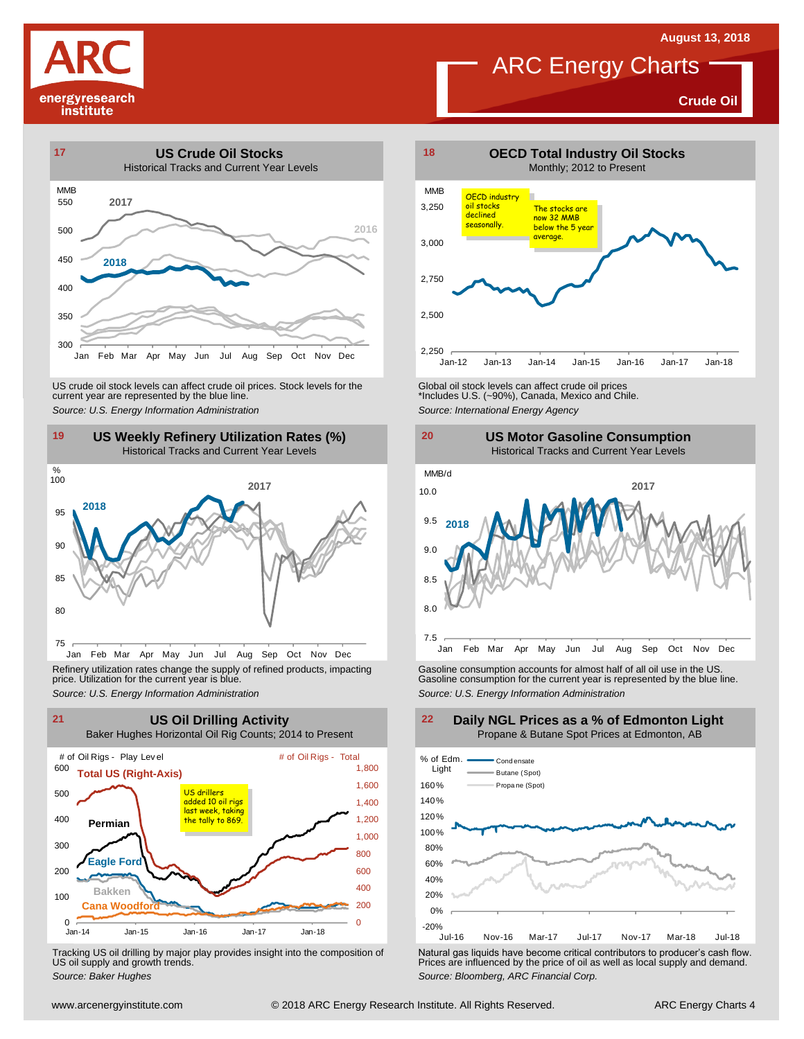August 13, 2018

# ARC Energy Charts

**Crude Oil**

## 17 US Crude Oil Stocks

Historical Tracks and Current Year Levels

MMB

2017

2016

2018

Jan Feb Mar Apr May Jun Jul Aug Sep Oct Nov Dec

US crude oil stock levels can affect crude oil prices. Stock levels for the current year are represented by the blue line.

*Source: U.S. Energy Information Administration*

## 18 OECD Total Industry Oil Stocks

Monthly; 2012 to Present

MMB

OECD industry oil stocks declined seasonally.

The stocks are now 32 MMB below the 5 year average.

Global oil stock levels can affect crude oil prices
*Includes U.S. (~90%), Canada, Mexico and Chile.

*Source: International Energy Agency*

## 19 US Weekly Refinery Utilization Rates (%)

Historical Tracks and Current Year Levels

%

2017

2018

Jan Feb Mar Apr May Jun Jul Aug Sep Oct Nov Dec

Refinery utilization rates change the supply of refined products, impacting price. Utilization for the current year is blue.

*Source: U.S. Energy Information Administration*

## 20 US Motor Gasoline Consumption

Historical Tracks and Current Year Levels

MMB/d

2017

2018

Jan Feb Mar Apr May Jun Jul Aug Sep Oct Nov Dec

Gasoline consumption accounts for almost half of all oil use in the US. Gasoline consumption for the current year is represented by the blue line.

*Source: U.S. Energy Information Administration*

## 21 US Oil Drilling Activity

Baker Hughes Horizontal Oil Rig Counts; 2014 to Present

# of Oil Rigs - Play Level

# of Oil Rigs - Total

Total US (Right-Axis)

US drillers added 10 oil rigs last week, taking the tally to 869.

Permian

Eagle Ford

Bakken

Cana Woodford

Tracking US oil drilling by major play provides insight into the composition of US oil supply and growth trends.

*Source: Baker Hughes*

## 22 Daily NGL Prices as a % of Edmonton Light

Propane & Butane Spot Prices at Edmonton, AB

% of Edm. Light

Condensate

Butane (Spot)

Propane (Spot)

Natural gas liquids have become critical contributors to producer's cash flow. Prices are influenced by the price of oil as well as local supply and demand.

*Source: Bloomberg, ARC Financial Corp.*

www.arcenergyinstitute.com © 2018 ARC Energy Research Institute. All Rights Reserved. ARC Energy Charts 4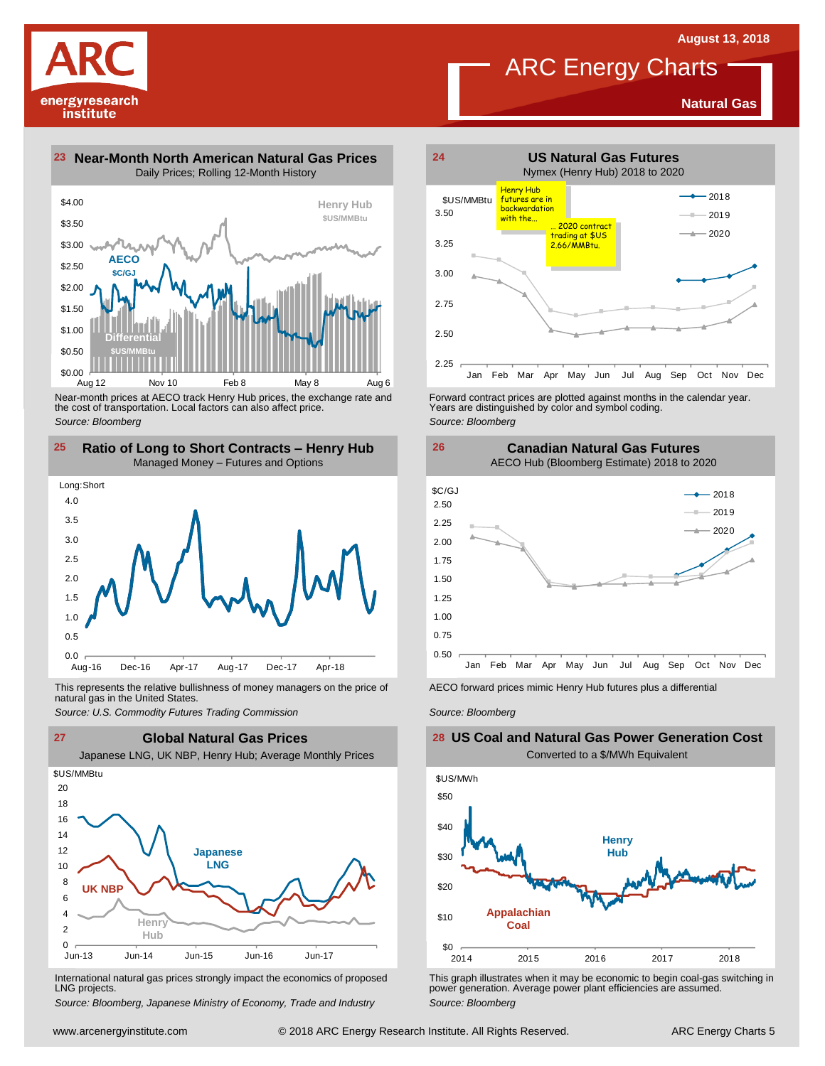# ARC Energy Charts

August 13, 2018

Natural Gas

## 23 Near-Month North American Natural Gas Prices

Daily Prices; Rolling 12-Month History

Henry Hub $US/MMBtu

AECO $C/GJ

Differential $US/MMBtu

Near-month prices at AECO track Henry Hub prices, the exchange rate and the cost of transportation. Local factors can also affect price.

*Source: Bloomberg*

## 24 US Natural Gas Futures

Nymex (Henry Hub) 2018 to 2020

Henry Hub futures are in backwardation with the…

… 2020 contract trading at $US 2.66/MMBtu.

Forward contract prices are plotted against months in the calendar year. Years are distinguished by color and symbol coding.

*Source: Bloomberg*

## 25 Ratio of Long to Short Contracts – Henry Hub

Managed Money – Futures and Options

This represents the relative bullishness of money managers on the price of natural gas in the United States.

*Source: U.S. Commodity Futures Trading Commission*

## 26 Canadian Natural Gas Futures

AECO Hub (Bloomberg Estimate) 2018 to 2020

AECO forward prices mimic Henry Hub futures plus a differential

*Source: Bloomberg*

## 27 Global Natural Gas Prices

Japanese LNG, UK NBP, Henry Hub; Average Monthly Prices

International natural gas prices strongly impact the economics of proposed LNG projects.

*Source: Bloomberg, Japanese Ministry of Economy, Trade and Industry*

## 28 US Coal and Natural Gas Power Generation Cost

Converted to a $/MWh Equivalent

This graph illustrates when it may be economic to go for coal-gas switching in power generation. Average power plant efficiencies are assumed.

*Source: Bloomberg*

www.arcenergyinstitute.com © 2018 ARC Energy Research Institute. All Rights Reserved.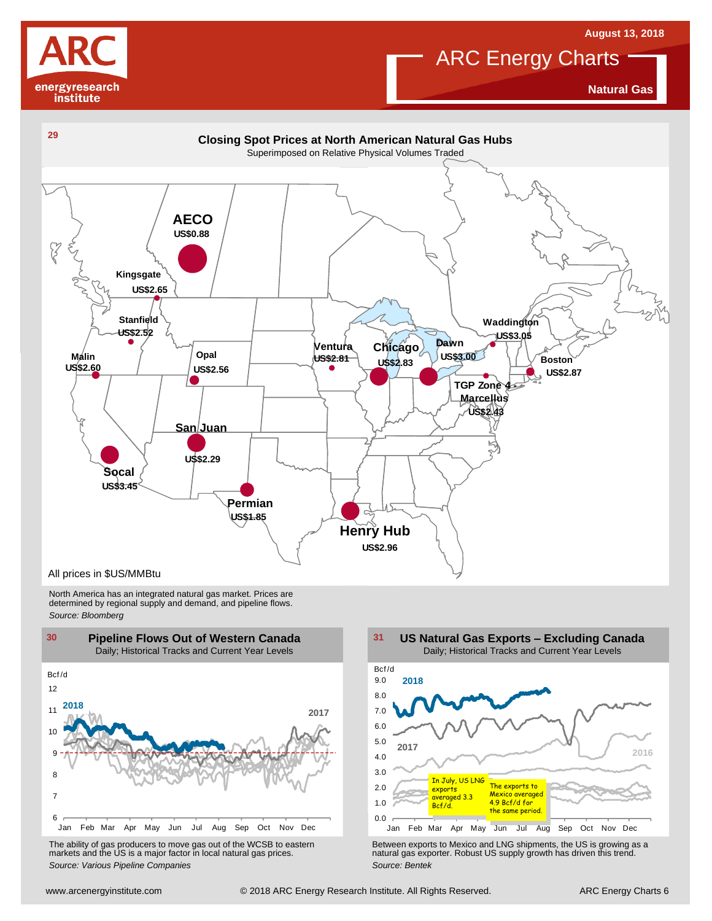August 13, 2018

# ARC Energy Charts

**Natural Gas**

## 29 Closing Spot Prices at North American Natural Gas Hubs

Superimposed on Relative Physical Volumes Traded

| Hub | Price |
|---|---|
| AECO | US$0.88 |
| Kingsgate | US$2.65 |
| Stanfield | US$2.52 |
| Malin | US$2.60 |
| Opal | US$2.56 |
| Ventura | US$2.81 |
| Chicago | US$2.83 |
| Dawn | US$3.00 |
| Waddington | US$3.05 |
| Boston | US$2.87 |
| TGP Zone 4 Marcellus | US$2.43 |
| San Juan | US$2.29 |
| Socal | US$3.45 |
| Permian | US$1.85 |
| Henry Hub | US$2.96 |

All prices in $US/MMBtu

North America has an integrated natural gas market. Prices are determined by regional supply and demand, and pipeline flows.

*Source: Bloomberg*

## 30 Pipeline Flows Out of Western Canada

Daily; Historical Tracks and Current Year Levels

The ability of gas producers to move gas out of the WCSB to eastern markets and the US is a major factor in local natural gas prices.

*Source: Various Pipeline Companies*

## 31 US Natural Gas Exports – Excluding Canada

Daily; Historical Tracks and Current Year Levels

In July, US LNG exports averaged 3.3 Bcf/d.

The exports to Mexico averaged 4.9 Bcf/d for the same period.

Between exports to Mexico and LNG shipments, the US is growing as a natural gas exporter. Robust US supply growth has driven this trend.

*Source: Bentek*

www.arcenergyinstitute.com © 2018 ARC Energy Research Institute. All Rights Reserved.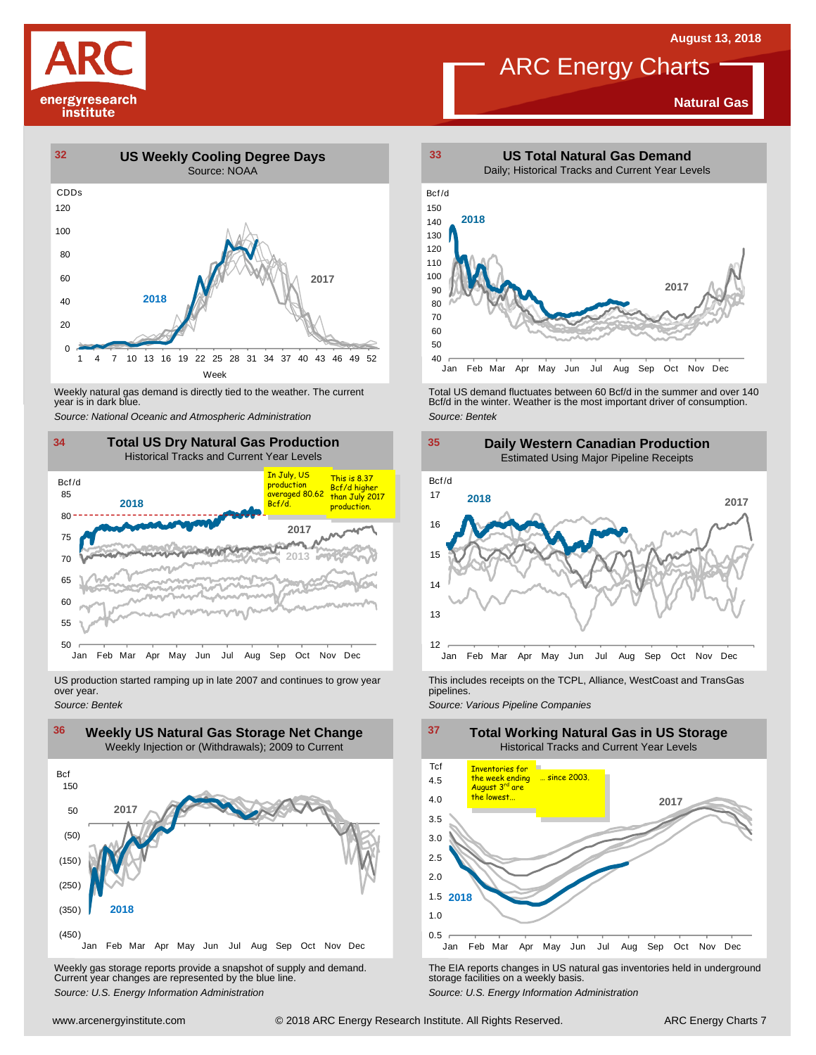# ARC Energy Charts

August 13, 2018

**Natural Gas**

## 32 US Weekly Cooling Degree Days

Source: NOAA

CDDs

2018

2017

Week

Weekly natural gas demand is directly tied to the weather. The current year is in dark blue.

*Source: National Oceanic and Atmospheric Administration*

## 33 US Total Natural Gas Demand

Daily; Historical Tracks and Current Year Levels

Bcf/d

2018

2017

Total US demand fluctuates between 60 Bcf/d in the summer and over 140 Bcf/d in the winter. Weather is the most important driver of consumption.

*Source: Bentek*

## 34 Total US Dry Natural Gas Production

Historical Tracks and Current Year Levels

Bcf/d

2018

2017

2013

In July, US production averaged 80.62 Bcf/d.

This is 8.37 Bcf/d higher than July 2017 production.

US production started ramping up in late 2007 and continues to grow year over year.

*Source: Bentek*

## 35 Daily Western Canadian Production

Estimated Using Major Pipeline Receipts

Bcf/d

2018

2017

This includes receipts on the TCPL, Alliance, WestCoast and TransGas pipelines.

*Source: Various Pipeline Companies*

## 36 Weekly US Natural Gas Storage Net Change

Weekly Injection or (Withdrawals); 2009 to Current

Bcf

2017

2018

Weekly gas storage reports provide a snapshot of supply and demand. Current year changes are represented by the blue line.

*Source: U.S. Energy Information Administration*

## 37 Total Working Natural Gas in US Storage

Historical Tracks and Current Year Levels

Tcf

2017

2018

Inventories for the week ending August 3rd are the lowest…

… since 2003.

The EIA reports changes in US natural gas inventories held in underground storage facilities on a weekly basis.

*Source: U.S. Energy Information Administration*

www.arcenergyinstitute.com © 2018 ARC Energy Research Institute. All Rights Reserved.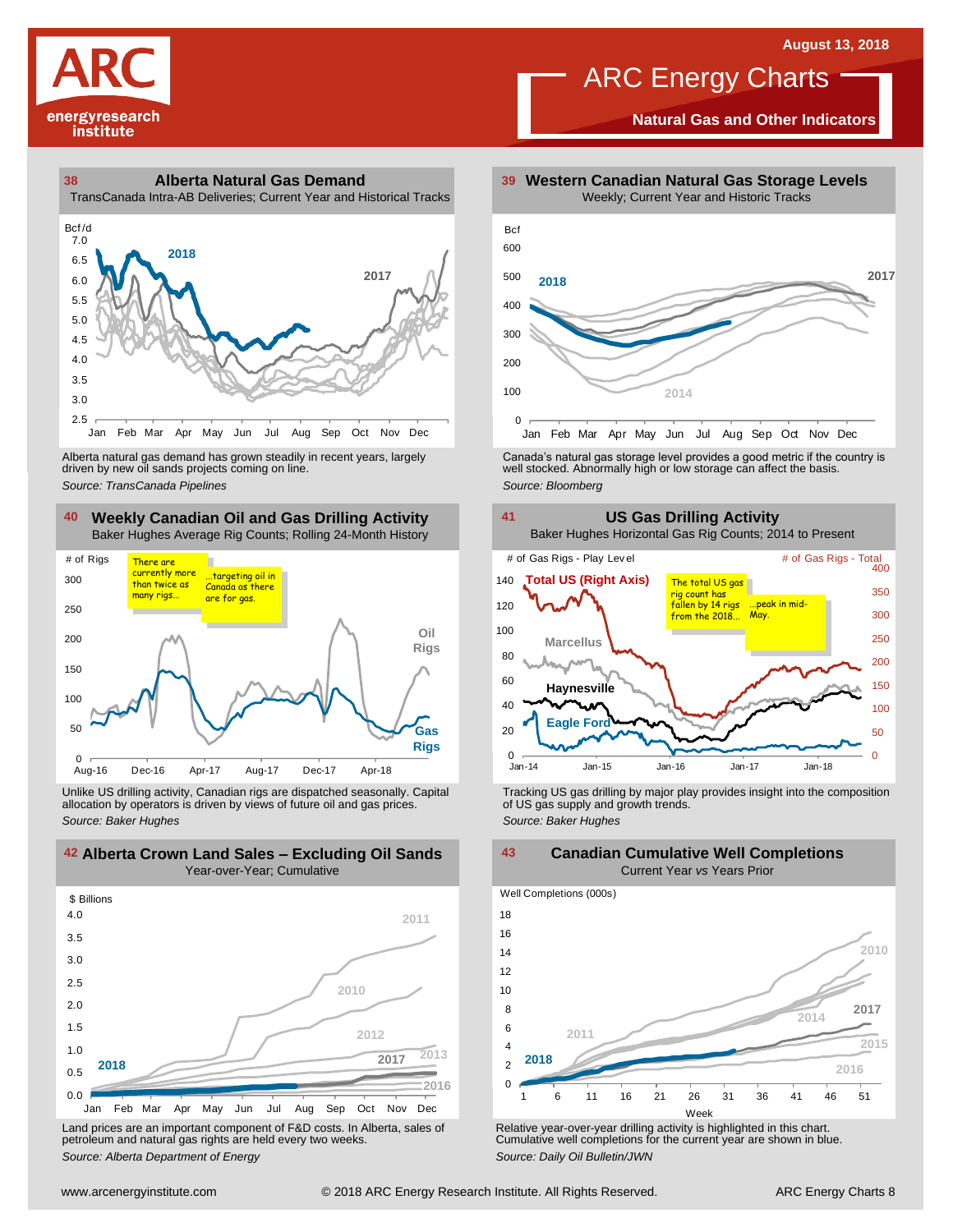# ARC Energy Charts

August 13, 2018

## Natural Gas and Other Indicators

### 38 Alberta Natural Gas Demand

TransCanada Intra-AB Deliveries; Current Year and Historical Tracks

Alberta natural gas demand has grown steadily in recent years, largely driven by new oil sands projects coming on line.

*Source: TransCanada Pipelines*

### 39 Western Canadian Natural Gas Storage Levels

Weekly; Current Year and Historic Tracks

Canada's natural gas storage level provides a good metric if the country is well stocked. Abnormally high or low storage can affect the basis.

*Source: Bloomberg*

### 40 Weekly Canadian Oil and Gas Drilling Activity

Baker Hughes Average Rig Counts; Rolling 24-Month History

Unlike US drilling activity, Canadian rigs are dispatched seasonally. Capital allocation by operators is driven by views of future oil and gas prices.

*Source: Baker Hughes*

### 41 US Gas Drilling Activity

Baker Hughes Horizontal Gas Rig Counts; 2014 to Present

Tracking US gas drilling by major play provides insight into the composition of US gas supply and growth trends.

*Source: Baker Hughes*

### 42 Alberta Crown Land Sales – Excluding Oil Sands

Year-over-Year; Cumulative

Land prices are an important component of F&D costs. In Alberta, sales of petroleum and natural gas rights are held every two weeks.

*Source: Alberta Department of Energy*

### 43 Canadian Cumulative Well Completions

Current Year *vs* Years Prior

Relative year-over-year drilling activity is highlighted in this chart. Cumulative well completions for the current year are shown in blue.

*Source: Daily Oil Bulletin/JWN*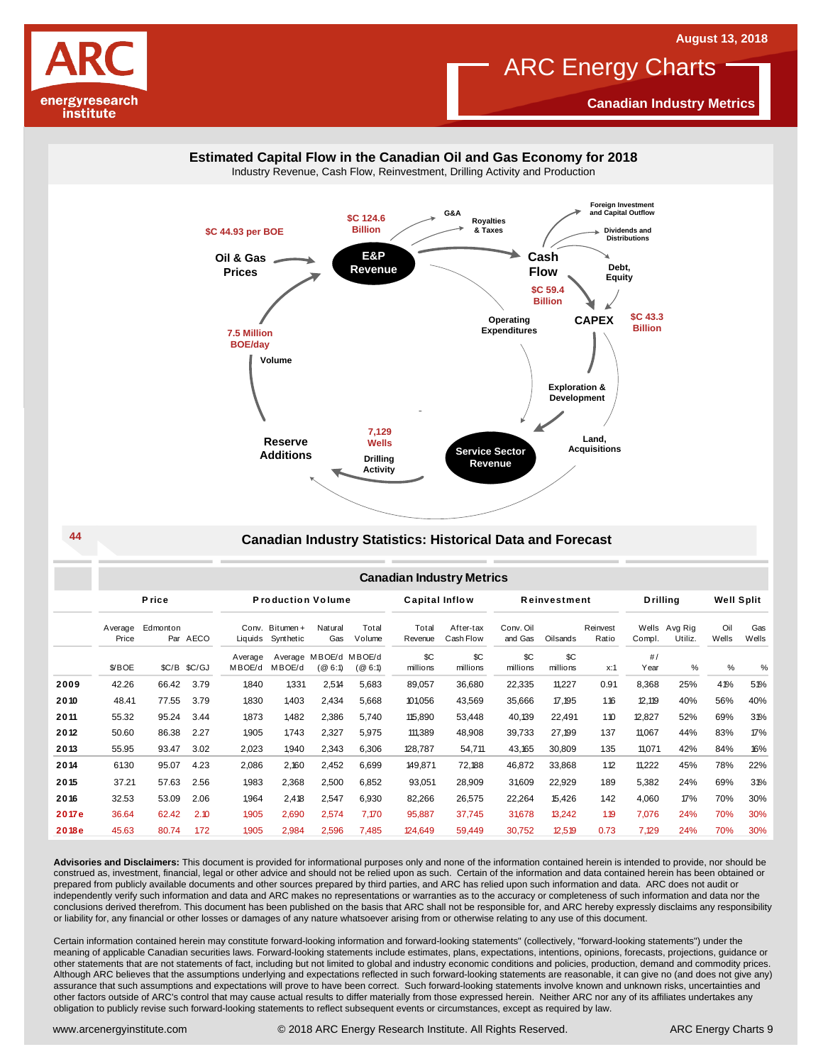# ARC Energy Charts

August 13, 2018

Canadian Industry Metrics

## Estimated Capital Flow in the Canadian Oil and Gas Economy for 2018

Industry Revenue, Cash Flow, Reinvestment, Drilling Activity and Production

$C 44.93 per BOE

Oil & Gas Prices

$C 124.6 Billion

E&P Revenue

G&A

Royalties & Taxes

Foreign Investment and Capital Outflow

Dividends and Distributions

Cash Flow

Debt, Equity

$C 59.4 Billion

CAPEX

$C 43.3 Billion

Operating Expenditures

Exploration & Development

Land, Acquisitions

Service Sector Revenue

7,129 Wells

Drilling Activity

Reserve Additions

7.5 Million BOE/day

Volume

## Canadian Industry Statistics: Historical Data and Forecast

### Canadian Industry Metrics

| | Price | | | Production Volume | | | | Capital Inflow | | Reinvestment | | | Drilling | | Well Split | |
|---|---|---|---|---|---|---|---|---|---|---|---|---|---|---|---|---|
| | Average Price | Edmonton Par | AECO | Conv. Liquids | Bitumen + Synthetic | Natural Gas | Total Volume | Total Revenue | After-tax Cash Flow | Conv. Oil and Gas | Oilsands | Reinvest Ratio | Wells Compl. | Avg Rig Utiliz. | Oil Wells | Gas Wells |
| | $/BOE | $C/B | $C/GJ | Average MBOE/d | Average MBOE/d | MBOE/d (@ 6:1) | MBOE/d (@ 6:1) | $C millions | $C millions | $C millions | $C millions | x:1 | # / Year | % | % | % |
| **2009** | 42.26 | 66.42 | 3.79 | 1,840 | 1,331 | 2,514 | 5,683 | 89,057 | 36,680 | 22,335 | 11,227 | 0.91 | 8,368 | 25% | 41% | 51% |
| **2010** | 48.41 | 77.55 | 3.79 | 1,830 | 1,403 | 2,434 | 5,668 | 101,056 | 43,569 | 35,666 | 17,195 | 1.16 | 12,119 | 40% | 56% | 40% |
| **2011** | 55.32 | 95.24 | 3.44 | 1,873 | 1,482 | 2,386 | 5,740 | 115,890 | 53,448 | 40,139 | 22,491 | 1.10 | 12,827 | 52% | 69% | 31% |
| **2012** | 50.60 | 86.38 | 2.27 | 1,905 | 1,743 | 2,327 | 5,975 | 111,389 | 48,908 | 39,733 | 27,199 | 1.37 | 11,067 | 44% | 83% | 17% |
| **2013** | 55.95 | 93.47 | 3.02 | 2,023 | 1,940 | 2,343 | 6,306 | 128,787 | 54,711 | 43,165 | 30,809 | 1.35 | 11,071 | 42% | 84% | 16% |
| **2014** | 61.30 | 95.07 | 4.23 | 2,086 | 2,160 | 2,452 | 6,699 | 149,871 | 72,188 | 46,872 | 33,868 | 1.12 | 11,222 | 45% | 78% | 22% |
| **2015** | 37.21 | 57.63 | 2.56 | 1,983 | 2,368 | 2,500 | 6,852 | 93,051 | 28,909 | 31,609 | 22,929 | 1.89 | 5,382 | 24% | 69% | 31% |
| **2016** | 32.53 | 53.09 | 2.06 | 1,964 | 2,418 | 2,547 | 6,930 | 82,266 | 26,575 | 22,264 | 15,426 | 1.42 | 4,060 | 17% | 70% | 30% |
| **2017e** | 36.64 | 62.42 | 2.10 | 1,905 | 2,690 | 2,574 | 7,170 | 95,887 | 37,745 | 31,678 | 13,242 | 1.19 | 7,076 | 24% | 70% | 30% |
| **2018e** | 45.63 | 80.74 | 1.72 | 1,905 | 2,984 | 2,596 | 7,485 | 124,649 | 59,449 | 30,752 | 12,519 | 0.73 | 7,129 | 24% | 70% | 30% |

**Advisories and Disclaimers:** This document is provided for informational purposes only and none of the information contained herein is intended to provide, nor should be construed as, investment, financial, legal or other advice and should not be relied upon as such. Certain of the information and data contained herein has been obtained or prepared from publicly available documents and other sources prepared by third parties, and ARC has relied upon such information and data. ARC does not audit or independently verify such information and data and ARC makes no representations or warranties as to the accuracy or completeness of such information and data nor the conclusions derived therefrom. This document has been published on the basis that ARC shall not be responsible for, and ARC hereby expressly disclaims any responsibility or liability for, any financial or other losses or damages of any nature whatsoever arising from or otherwise relating to any use of this document.

Certain information contained herein may constitute forward-looking information and forward-looking statements" (collectively, "forward-looking statements") under the meaning of applicable Canadian securities laws. Forward-looking statements include estimates, plans, expectations, intentions, opinions, forecasts, projections, guidance or other statements that are not statements of fact, including but not limited to global and industry economic conditions and policies, production, demand and commodity prices. Although ARC believes that the assumptions underlying and expectations reflected in such forward-looking statements are reasonable, it can give no (and does not give any) assurance that such assumptions and expectations will prove to have been correct. Such forward-looking statements involve known and unknown risks, uncertainties and other factors outside of ARC's control that may cause actual results to differ materially from those expressed herein. Neither ARC nor any of its affiliates undertakes any obligation to publicly revise such forward-looking statements to reflect subsequent events or circumstances, except as required by law.

www.arcenergyinstitute.com © 2018 ARC Energy Research Institute. All Rights Reserved.